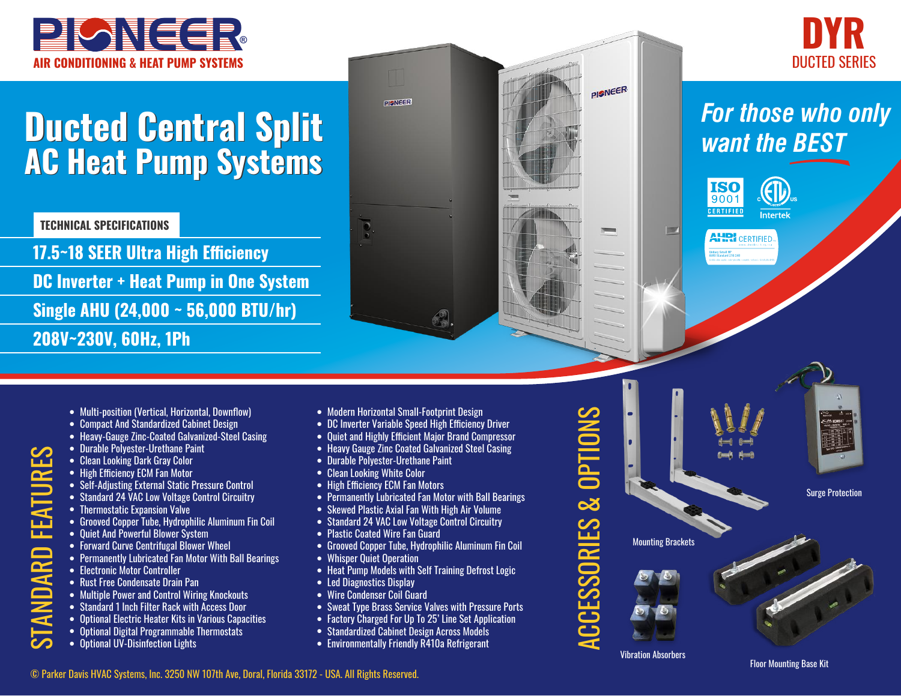# PIONEER®

AIR CONDITIONING & HEAT PUMP SYSTEMS

**DYR**
DUCTED SERIES

# Ducted Central Split AC Heat Pump Systems

*For those who only want the BEST*

ISO 9001 CERTIFIED

Intertek

AHRI CERTIFIED

## TECHNICAL SPECIFICATIONS

- 17.5~18 SEER Ultra High Efficiency
- DC Inverter + Heat Pump in One System
- Single AHU (24,000 ~ 56,000 BTU/hr)
- 208V~230V, 60Hz, 1Ph

## STANDARD FEATURES

- Multi-position (Vertical, Horizontal, Downflow)
- Compact And Standardized Cabinet Design
- Heavy-Gauge Zinc-Coated Galvanized-Steel Casing
- Durable Polyester-Urethane Paint
- Clean Looking Dark Gray Color
- High Efficiency ECM Fan Motor
- Self-Adjusting External Static Pressure Control
- Standard 24 VAC Low Voltage Control Circuitry
- Thermostatic Expansion Valve
- Grooved Copper Tube, Hydrophilic Aluminum Fin Coil
- Quiet And Powerful Blower System
- Forward Curve Centrifugal Blower Wheel
- Permanently Lubricated Fan Motor With Ball Bearings
- Electronic Motor Controller
- Rust Free Condensate Drain Pan
- Multiple Power and Control Wiring Knockouts
- Standard 1 Inch Filter Rack with Access Door
- Optional Electric Heater Kits in Various Capacities
- Optional Digital Programmable Thermostats
- Optional UV-Disinfection Lights

- Modern Horizontal Small-Footprint Design
- DC Inverter Variable Speed High Efficiency Driver
- Quiet and Highly Efficient Major Brand Compressor
- Heavy Gauge Zinc Coated Galvanized Steel Casing
- Durable Polyester-Urethane Paint
- Clean Looking White Color
- High Efficiency ECM Fan Motors
- Permanently Lubricated Fan Motor with Ball Bearings
- Skewed Plastic Axial Fan With High Air Volume
- Standard 24 VAC Low Voltage Control Circuitry
- Plastic Coated Wire Fan Guard
- Grooved Copper Tube, Hydrophilic Aluminum Fin Coil
- Whisper Quiet Operation
- Heat Pump Models with Self Training Defrost Logic
- Led Diagnostics Display
- Wire Condenser Coil Guard
- Sweat Type Brass Service Valves with Pressure Ports
- Factory Charged For Up To 25' Line Set Application
- Standardized Cabinet Design Across Models
- Environmentally Friendly R410a Refrigerant

## ACCESSORIES & OPTIONS

- Mounting Brackets
- Surge Protection
- Vibration Absorbers
- Floor Mounting Base Kit

© Parker Davis HVAC Systems, Inc. 3250 NW 107th Ave, Doral, Florida 33172 - USA. All Rights Reserved.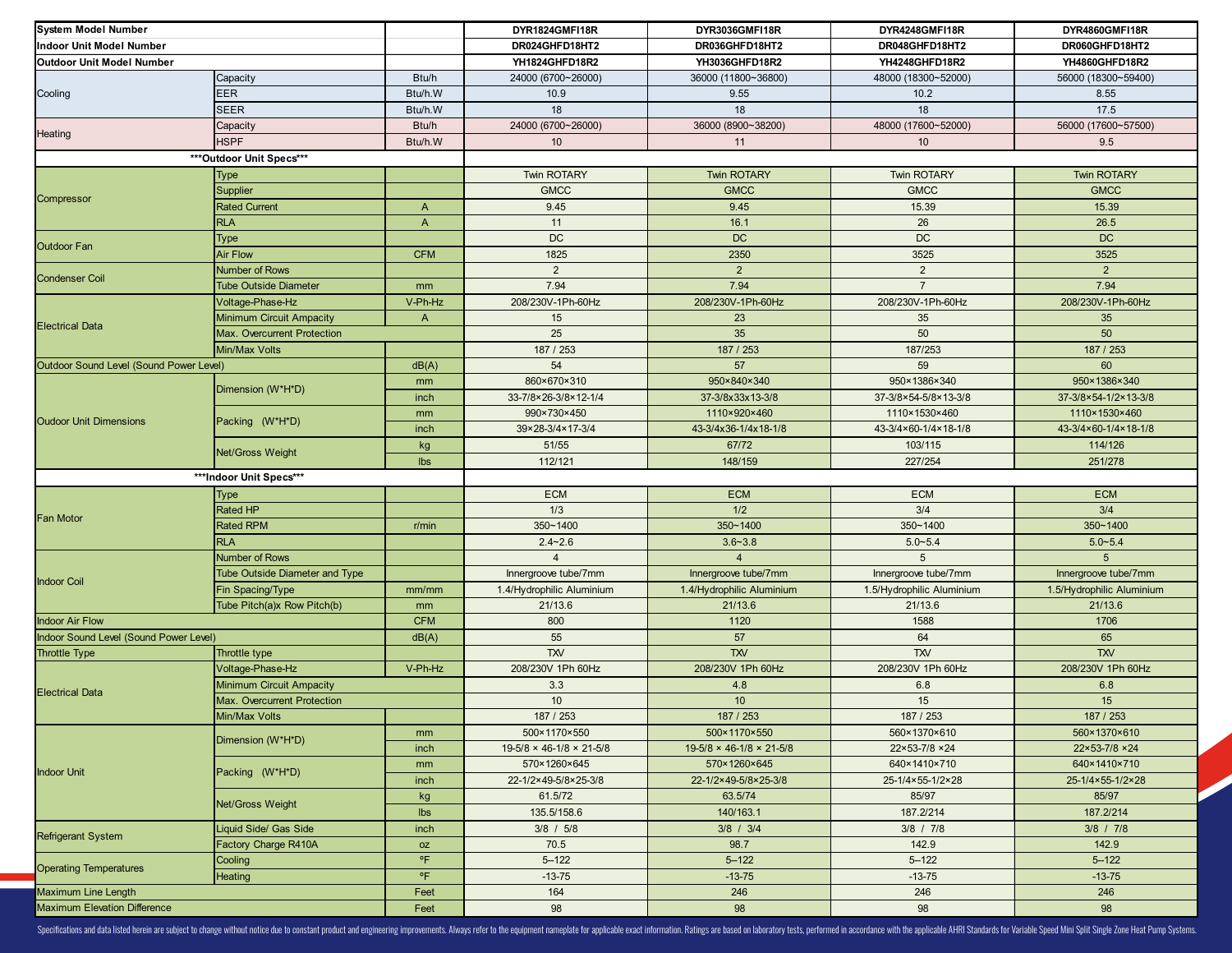| | | | DYR1824GMFI18R | DYR3036GMFI18R | DYR4248GMFI18R | DYR4860GMFI18R |
|---|---|---|---|---|---|---|
| **System Model Number** | | | **DYR1824GMFI18R** | **DYR3036GMFI18R** | **DYR4248GMFI18R** | **DYR4860GMFI18R** |
| **Indoor Unit Model Number** | | | **DR024GHFD18HT2** | **DR036GHFD18HT2** | **DR048GHFD18HT2** | **DR060GHFD18HT2** |
| **Outdoor Unit Model Number** | | | **YH1824GHFD18R2** | **YH3036GHFD18R2** | **YH4248GHFD18R2** | **YH4860GHFD18R2** |
| Cooling | Capacity | Btu/h | 24000 (6700~26000) | 36000 (11800~36800) | 48000 (18300~52000) | 56000 (18300~59400) |
| | EER | Btu/h.W | 10.9 | 9.55 | 10.2 | 8.55 |
| | SEER | Btu/h.W | 18 | 18 | 18 | 17.5 |
| Heating | Capacity | Btu/h | 24000 (6700~26000) | 36000 (8900~38200) | 48000 (17600~52000) | 56000 (17600~57500) |
| | HSPF | Btu/h.W | 10 | 11 | 10 | 9.5 |
| **\*\*\*Outdoor Unit Specs\*\*\*** | | | | | | |
| Compressor | Type | | Twin ROTARY | Twin ROTARY | Twin ROTARY | Twin ROTARY |
| | Supplier | | GMCC | GMCC | GMCC | GMCC |
| | Rated Current | A | 9.45 | 9.45 | 15.39 | 15.39 |
| | RLA | A | 11 | 16.1 | 26 | 26.5 |
| Outdoor Fan | Type | | DC | DC | DC | DC |
| | Air Flow | CFM | 1825 | 2350 | 3525 | 3525 |
| Condenser Coil | Number of Rows | | 2 | 2 | 2 | 2 |
| | Tube Outside Diameter | mm | 7.94 | 7.94 | 7 | 7.94 |
| Electrical Data | Voltage-Phase-Hz | V-Ph-Hz | 208/230V-1Ph-60Hz | 208/230V-1Ph-60Hz | 208/230V-1Ph-60Hz | 208/230V-1Ph-60Hz |
| | Minimum Circuit Ampacity | A | 15 | 23 | 35 | 35 |
| | Max. Overcurrent Protection | | 25 | 35 | 50 | 50 |
| | Min/Max Volts | | 187 / 253 | 187 / 253 | 187/253 | 187 / 253 |
| Outdoor Sound Level (Sound Power Level) | | dB(A) | 54 | 57 | 59 | 60 |
| Oudoor Unit Dimensions | Dimension (W\*H\*D) | mm | 860×670×310 | 950×840×340 | 950×1386×340 | 950×1386×340 |
| | | inch | 33-7/8×26-3/8×12-1/4 | 37-3/8x33x13-3/8 | 37-3/8×54-5/8×13-3/8 | 37-3/8×54-1/2×13-3/8 |
| | Packing (W\*H\*D) | mm | 990×730×450 | 1110×920×460 | 1110×1530×460 | 1110×1530×460 |
| | | inch | 39×28-3/4×17-3/4 | 43-3/4x36-1/4x18-1/8 | 43-3/4×60-1/4×18-1/8 | 43-3/4×60-1/4×18-1/8 |
| | Net/Gross Weight | kg | 51/55 | 67/72 | 103/115 | 114/126 |
| | | lbs | 112/121 | 148/159 | 227/254 | 251/278 |
| **\*\*\*Indoor Unit Specs\*\*\*** | | | | | | |
| Fan Motor | Type | | ECM | ECM | ECM | ECM |
| | Rated HP | | 1/3 | 1/2 | 3/4 | 3/4 |
| | Rated RPM | r/min | 350~1400 | 350~1400 | 350~1400 | 350~1400 |
| | RLA | | 2.4~2.6 | 3.6~3.8 | 5.0~5.4 | 5.0~5.4 |
| Indoor Coil | Number of Rows | | 4 | 4 | 5 | 5 |
| | Tube Outside Diameter and Type | | Innergroove tube/7mm | Innergroove tube/7mm | Innergroove tube/7mm | Innergroove tube/7mm |
| | Fin Spacing/Type | mm/mm | 1.4/Hydrophilic Aluminium | 1.4/Hydrophilic Aluminium | 1.5/Hydrophilic Aluminium | 1.5/Hydrophilic Aluminium |
| | Tube Pitch(a)x Row Pitch(b) | mm | 21/13.6 | 21/13.6 | 21/13.6 | 21/13.6 |
| Indoor Air Flow | | CFM | 800 | 1120 | 1588 | 1706 |
| Indoor Sound Level (Sound Power Level) | | dB(A) | 55 | 57 | 64 | 65 |
| Throttle Type | Throttle type | | TXV | TXV | TXV | TXV |
| Electrical Data | Voltage-Phase-Hz | V-Ph-Hz | 208/230V 1Ph 60Hz | 208/230V 1Ph 60Hz | 208/230V 1Ph 60Hz | 208/230V 1Ph 60Hz |
| | Minimum Circuit Ampacity | | 3.3 | 4.8 | 6.8 | 6.8 |
| | Max. Overcurrent Protection | | 10 | 10 | 15 | 15 |
| | Min/Max Volts | | 187 / 253 | 187 / 253 | 187 / 253 | 187 / 253 |
| Indoor Unit | Dimension (W\*H\*D) | mm | 500×1170×550 | 500×1170×550 | 560×1370×610 | 560×1370×610 |
| | | inch | 19-5/8 × 46-1/8 × 21-5/8 | 19-5/8 × 46-1/8 × 21-5/8 | 22×53-7/8 ×24 | 22×53-7/8 ×24 |
| | Packing (W\*H\*D) | mm | 570×1260×645 | 570×1260×645 | 640×1410×710 | 640×1410×710 |
| | | inch | 22-1/2×49-5/8×25-3/8 | 22-1/2×49-5/8×25-3/8 | 25-1/4×55-1/2×28 | 25-1/4×55-1/2×28 |
| | Net/Gross Weight | kg | 61.5/72 | 63.5/74 | 85/97 | 85/97 |
| | | lbs | 135.5/158.6 | 140/163.1 | 187.2/214 | 187.2/214 |
| Refrigerant System | Liquid Side/ Gas Side | inch | 3/8 / 5/8 | 3/8 / 3/4 | 3/8 / 7/8 | 3/8 / 7/8 |
| | Factory Charge R410A | oz | 70.5 | 98.7 | 142.9 | 142.9 |
| Operating Temperatures | Cooling | °F | 5~122 | 5~122 | 5~122 | 5~122 |
| | Heating | °F | -13-75 | -13-75 | -13-75 | -13-75 |
| Maximum Line Length | | Feet | 164 | 246 | 246 | 246 |
| Maximum Elevation Difference | | Feet | 98 | 98 | 98 | 98 |

Specifications and data listed herein are subject to change without notice due to constant product and engineering improvements. Always refer to the equipment nameplate for applicable exact information. Ratings are based on laboratory tests, performed in accordance with the applicable AHRI Standards for Variable Speed Mini Split Single Zone Heat Pump Systems.